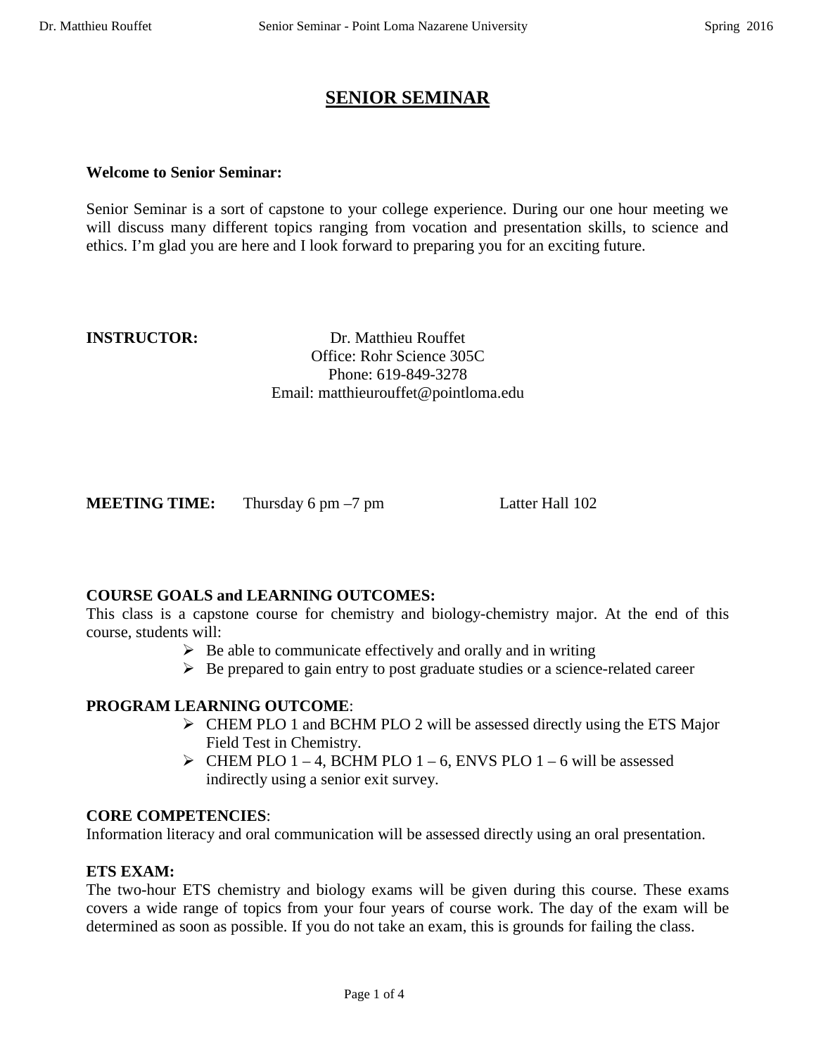# SENIOR SEMINAR

**Welcome to Senior Seminar:**

Senior Seminar is a sort of capstone to your college experience. During our one hour meeting we will discuss many different topics ranging from vocation and presentation skills, to science and ethics. I'm glad you are here and I look forward to preparing you for an exciting future.

**INSTRUCTOR:** Dr. Matthieu Rouffet
Office: Rohr Science 305C
Phone: 619-849-3278
Email: matthieurouffet@pointloma.edu

**MEETING TIME:** Thursday 6 pm –7 pm Latter Hall 102

**COURSE GOALS and LEARNING OUTCOMES:**
This class is a capstone course for chemistry and biology-chemistry major. At the end of this course, students will:

- Be able to communicate effectively and orally and in writing
- Be prepared to gain entry to post graduate studies or a science-related career

**PROGRAM LEARNING OUTCOME**:

- CHEM PLO 1 and BCHM PLO 2 will be assessed directly using the ETS Major Field Test in Chemistry.
- CHEM PLO 1 – 4, BCHM PLO 1 – 6, ENVS PLO 1 – 6 will be assessed indirectly using a senior exit survey.

**CORE COMPETENCIES**:
Information literacy and oral communication will be assessed directly using an oral presentation.

**ETS EXAM:**
The two-hour ETS chemistry and biology exams will be given during this course. These exams covers a wide range of topics from your four years of course work. The day of the exam will be determined as soon as possible. If you do not take an exam, this is grounds for failing the class.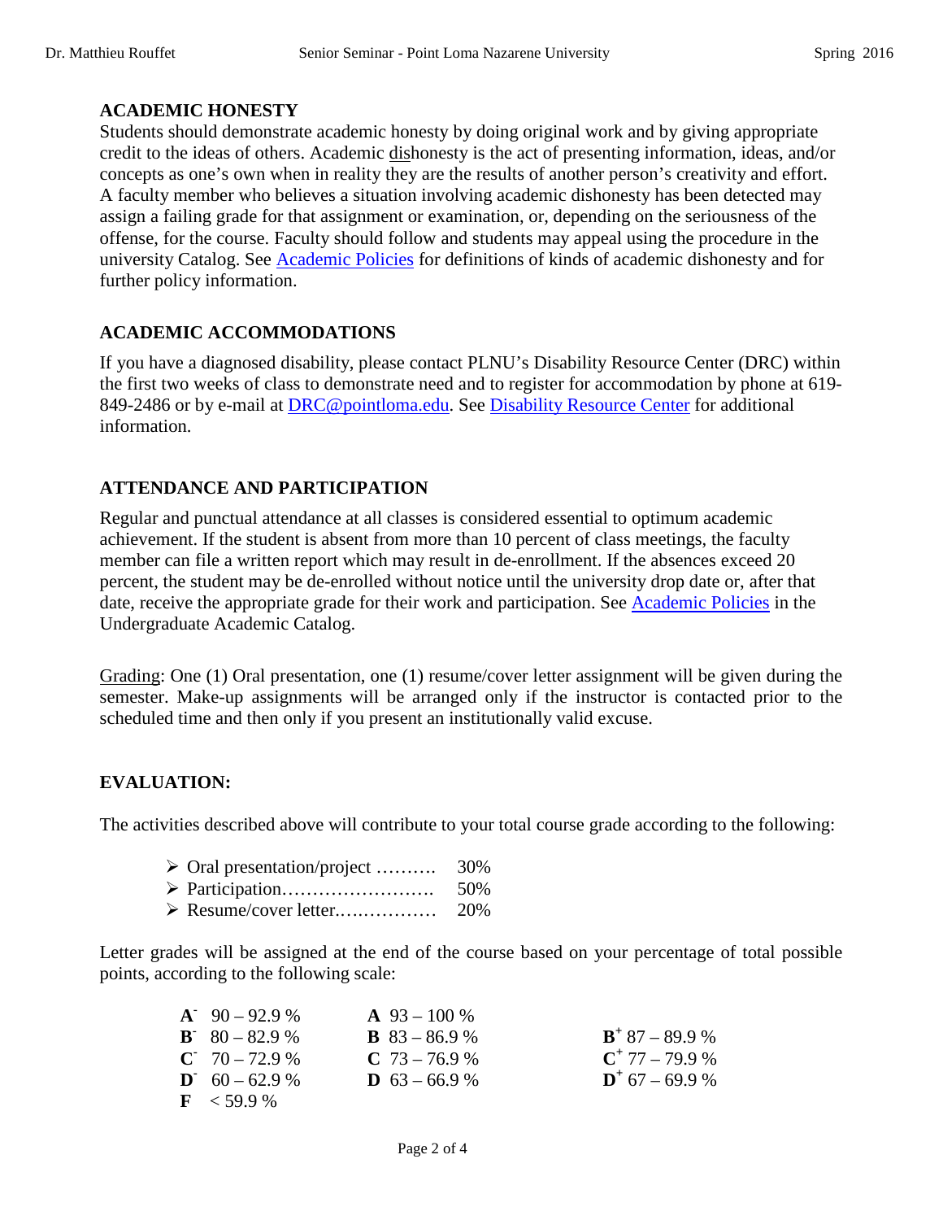## ACADEMIC HONESTY

Students should demonstrate academic honesty by doing original work and by giving appropriate credit to the ideas of others. Academic dishonesty is the act of presenting information, ideas, and/or concepts as one's own when in reality they are the results of another person's creativity and effort. A faculty member who believes a situation involving academic dishonesty has been detected may assign a failing grade for that assignment or examination, or, depending on the seriousness of the offense, for the course. Faculty should follow and students may appeal using the procedure in the university Catalog. See Academic Policies for definitions of kinds of academic dishonesty and for further policy information.

## ACADEMIC ACCOMMODATIONS

If you have a diagnosed disability, please contact PLNU's Disability Resource Center (DRC) within the first two weeks of class to demonstrate need and to register for accommodation by phone at 619-849-2486 or by e-mail at DRC@pointloma.edu. See Disability Resource Center for additional information.

## ATTENDANCE AND PARTICIPATION

Regular and punctual attendance at all classes is considered essential to optimum academic achievement. If the student is absent from more than 10 percent of class meetings, the faculty member can file a written report which may result in de-enrollment. If the absences exceed 20 percent, the student may be de-enrolled without notice until the university drop date or, after that date, receive the appropriate grade for their work and participation. See Academic Policies in the Undergraduate Academic Catalog.

Grading: One (1) Oral presentation, one (1) resume/cover letter assignment will be given during the semester. Make-up assignments will be arranged only if the instructor is contacted prior to the scheduled time and then only if you present an institutionally valid excuse.

## EVALUATION:

The activities described above will contribute to your total course grade according to the following:

- Oral presentation/project ………. 30%
- Participation……………………. 50%
- Resume/cover letter.…………… 20%

Letter grades will be assigned at the end of the course based on your percentage of total possible points, according to the following scale:

| | | |
|---|---|---|
| **A-** 90 – 92.9 % | **A** 93 – 100 % | |
| **B-** 80 – 82.9 % | **B** 83 – 86.9 % | **B+** 87 – 89.9 % |
| **C-** 70 – 72.9 % | **C** 73 – 76.9 % | **C+** 77 – 79.9 % |
| **D-** 60 – 62.9 % | **D** 63 – 66.9 % | **D+** 67 – 69.9 % |
| **F** < 59.9 % | | |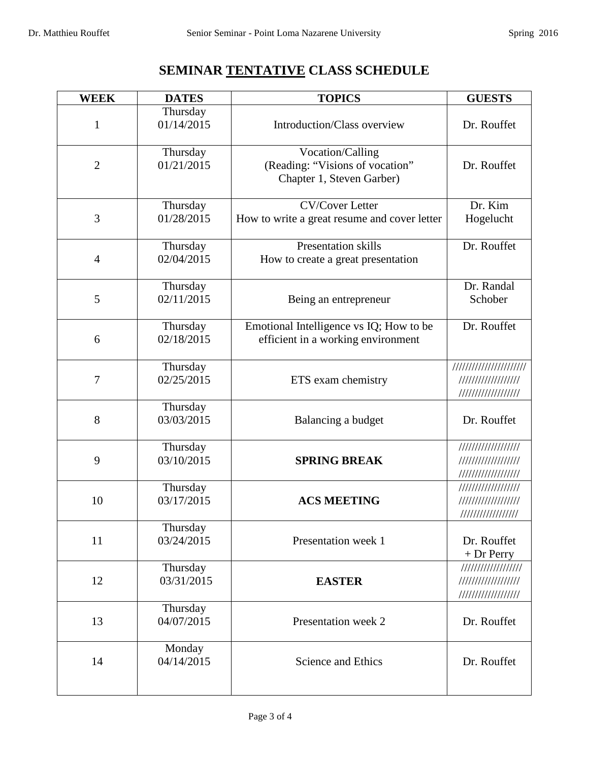# SEMINAR <u>TENTATIVE</u> CLASS SCHEDULE

| WEEK | DATES | TOPICS | GUESTS |
|---|---|---|---|
| 1 | Thursday 01/14/2015 | Introduction/Class overview | Dr. Rouffet |
| 2 | Thursday 01/21/2015 | Vocation/Calling (Reading: "Visions of vocation" Chapter 1, Steven Garber) | Dr. Rouffet |
| 3 | Thursday 01/28/2015 | CV/Cover Letter How to write a great resume and cover letter | Dr. Kim Hogelucht |
| 4 | Thursday 02/04/2015 | Presentation skills How to create a great presentation | Dr. Rouffet |
| 5 | Thursday 02/11/2015 | Being an entrepreneur | Dr. Randal Schober |
| 6 | Thursday 02/18/2015 | Emotional Intelligence vs IQ; How to be efficient in a working environment | Dr. Rouffet |
| 7 | Thursday 02/25/2015 | ETS exam chemistry | ///////////////////// ////////////////// ////////////////// |
| 8 | Thursday 03/03/2015 | Balancing a budget | Dr. Rouffet |
| 9 | Thursday 03/10/2015 | **SPRING BREAK** | ////////////////// ////////////////// ////////////////// |
| 10 | Thursday 03/17/2015 | **ACS MEETING** | ////////////////// ////////////////// ///////////////// |
| 11 | Thursday 03/24/2015 | Presentation week 1 | Dr. Rouffet + Dr Perry |
| 12 | Thursday 03/31/2015 | **EASTER** | ////////////////// ////////////////// ////////////////// |
| 13 | Thursday 04/07/2015 | Presentation week 2 | Dr. Rouffet |
| 14 | Monday 04/14/2015 | Science and Ethics | Dr. Rouffet |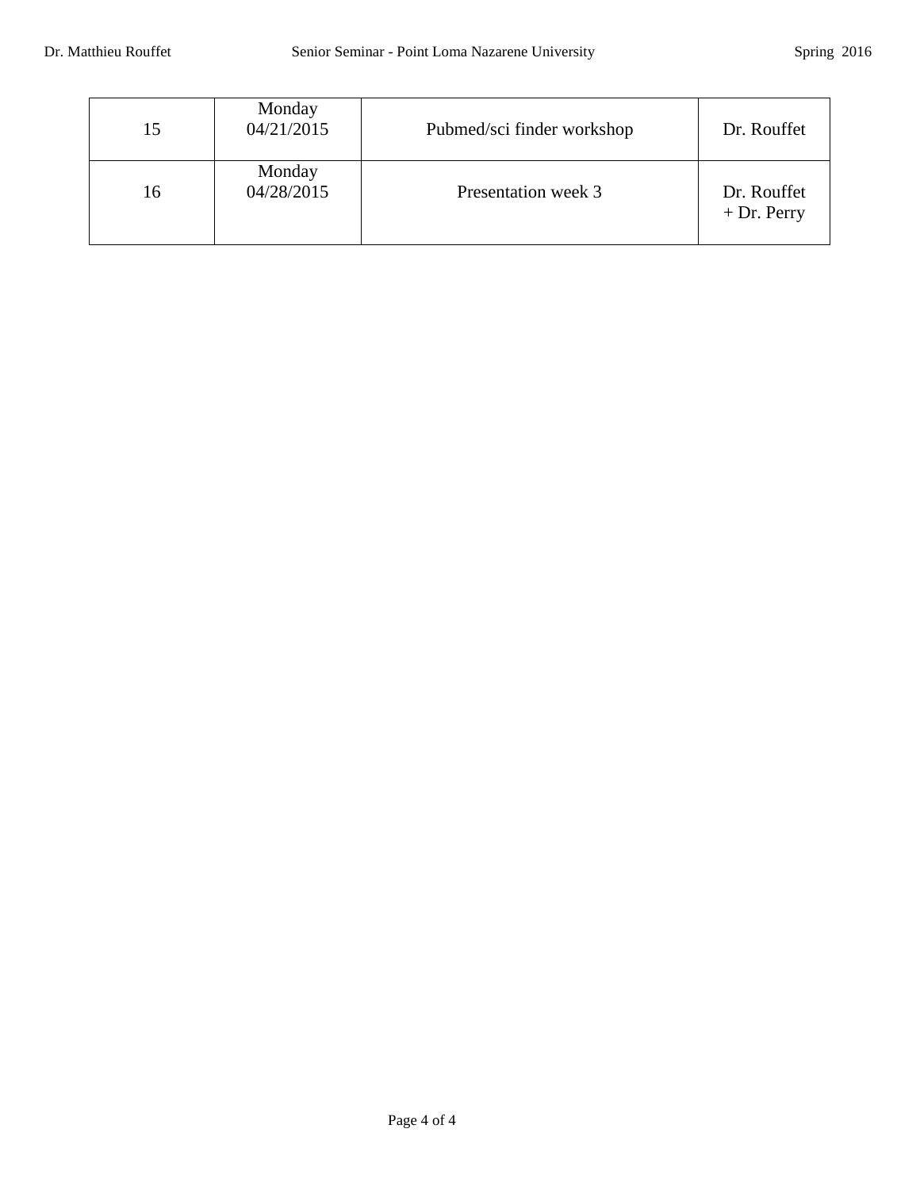| | | | |
|---|---|---|---|
| 15 | Monday 04/21/2015 | Pubmed/sci finder workshop | Dr. Rouffet |
| 16 | Monday 04/28/2015 | Presentation week 3 | Dr. Rouffet + Dr. Perry |